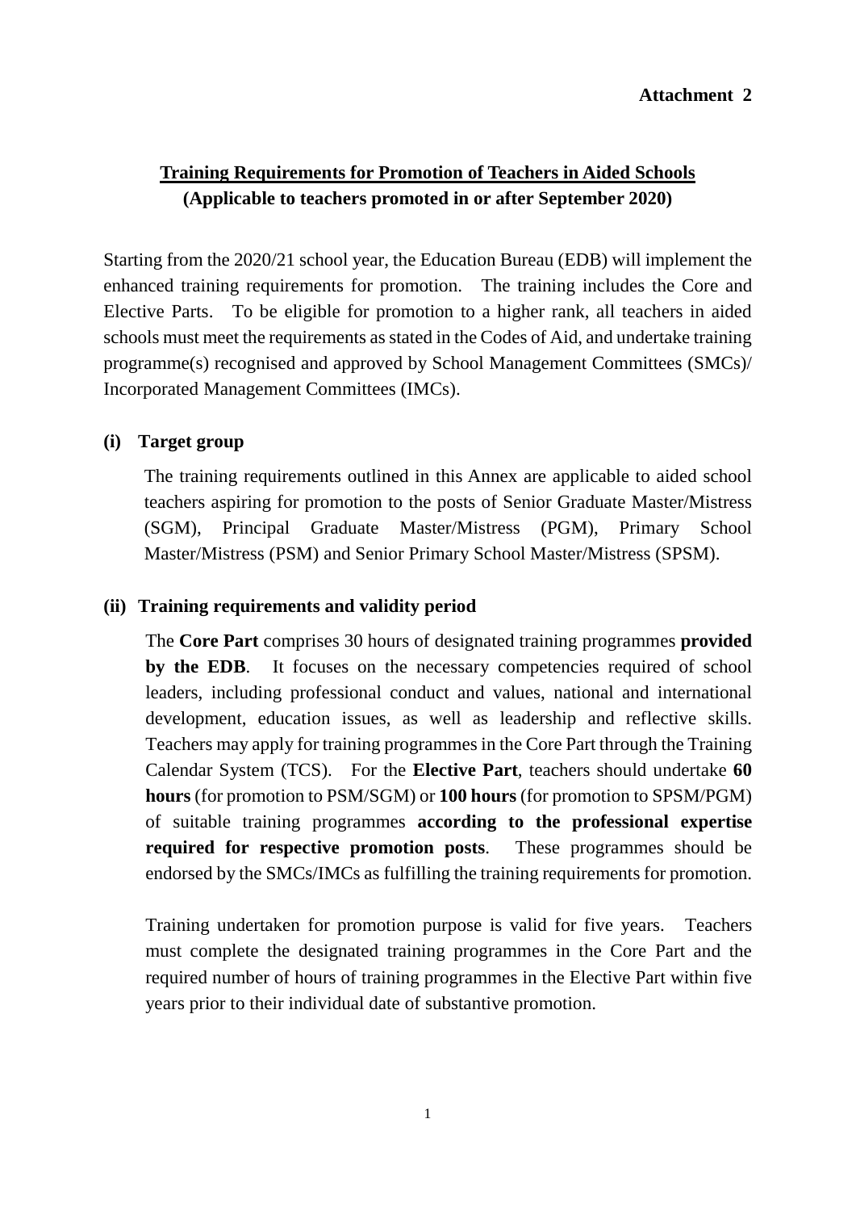**Attachment 2**

# Training Requirements for Promotion of Teachers in Aided Schools
## (Applicable to teachers promoted in or after September 2020)

Starting from the 2020/21 school year, the Education Bureau (EDB) will implement the enhanced training requirements for promotion. The training includes the Core and Elective Parts. To be eligible for promotion to a higher rank, all teachers in aided schools must meet the requirements as stated in the Codes of Aid, and undertake training programme(s) recognised and approved by School Management Committees (SMCs)/ Incorporated Management Committees (IMCs).

### (i) Target group

The training requirements outlined in this Annex are applicable to aided school teachers aspiring for promotion to the posts of Senior Graduate Master/Mistress (SGM), Principal Graduate Master/Mistress (PGM), Primary School Master/Mistress (PSM) and Senior Primary School Master/Mistress (SPSM).

### (ii) Training requirements and validity period

The **Core Part** comprises 30 hours of designated training programmes **provided by the EDB**. It focuses on the necessary competencies required of school leaders, including professional conduct and values, national and international development, education issues, as well as leadership and reflective skills. Teachers may apply for training programmes in the Core Part through the Training Calendar System (TCS). For the **Elective Part**, teachers should undertake **60 hours** (for promotion to PSM/SGM) or **100 hours** (for promotion to SPSM/PGM) of suitable training programmes **according to the professional expertise required for respective promotion posts**. These programmes should be endorsed by the SMCs/IMCs as fulfilling the training requirements for promotion.

Training undertaken for promotion purpose is valid for five years. Teachers must complete the designated training programmes in the Core Part and the required number of hours of training programmes in the Elective Part within five years prior to their individual date of substantive promotion.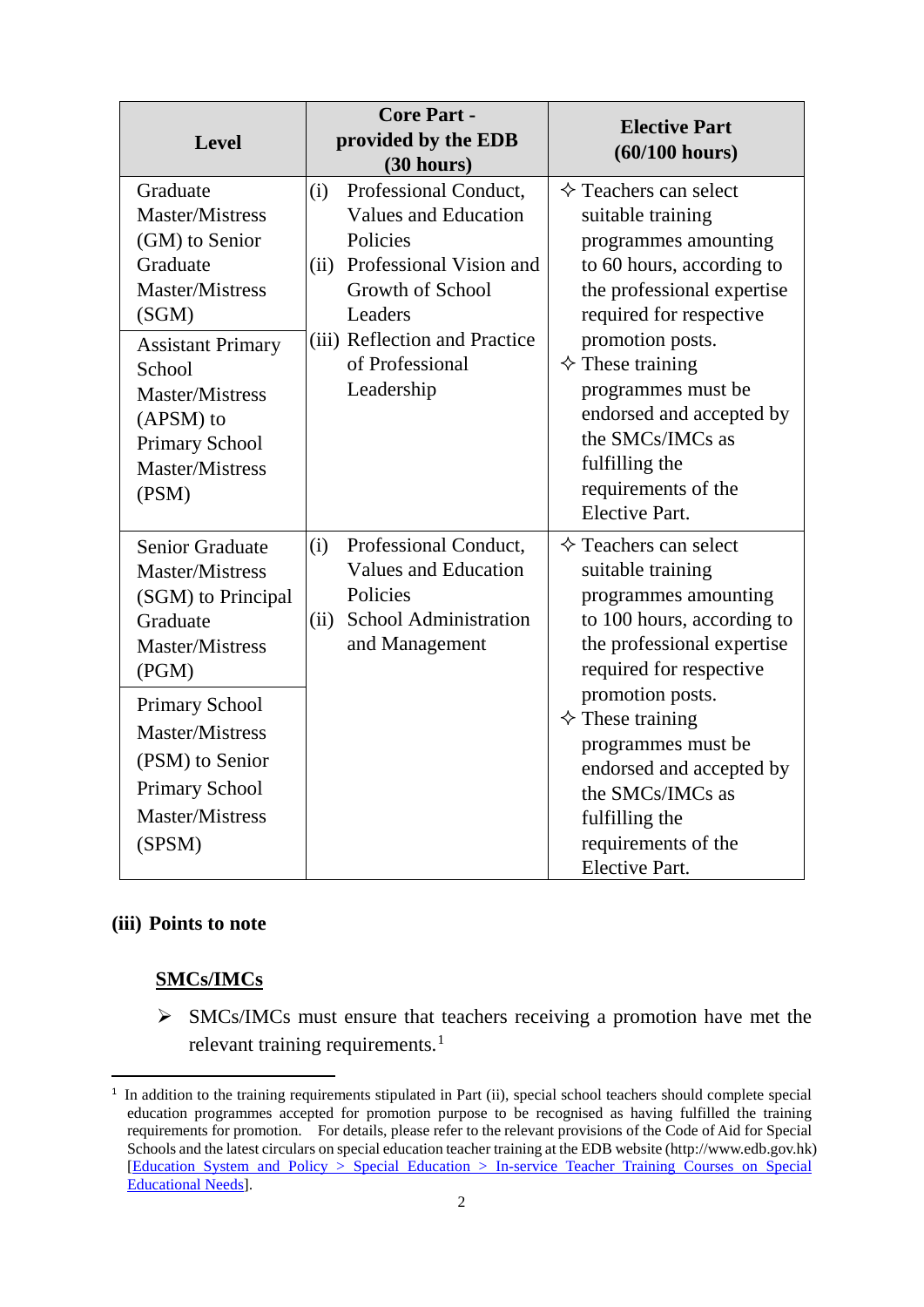| Level | Core Part - provided by the EDB (30 hours) | Elective Part (60/100 hours) |
|---|---|---|
| Graduate Master/Mistress (GM) to Senior Graduate Master/Mistress (SGM)<br><br>Assistant Primary School Master/Mistress (APSM) to Primary School Master/Mistress (PSM) | (i) Professional Conduct, Values and Education Policies<br>(ii) Professional Vision and Growth of School Leaders<br>(iii) Reflection and Practice of Professional Leadership | ✧ Teachers can select suitable training programmes amounting to 60 hours, according to the professional expertise required for respective promotion posts.<br>✧ These training programmes must be endorsed and accepted by the SMCs/IMCs as fulfilling the requirements of the Elective Part. |
| Senior Graduate Master/Mistress (SGM) to Principal Graduate Master/Mistress (PGM)<br><br>Primary School Master/Mistress (PSM) to Senior Primary School Master/Mistress (SPSM) | (i) Professional Conduct, Values and Education Policies<br>(ii) School Administration and Management | ✧ Teachers can select suitable training programmes amounting to 100 hours, according to the professional expertise required for respective promotion posts.<br>✧ These training programmes must be endorsed and accepted by the SMCs/IMCs as fulfilling the requirements of the Elective Part. |

**(iii) Points to note**

**SMCs/IMCs**

- SMCs/IMCs must ensure that teachers receiving a promotion have met the relevant training requirements.[1]

---

[1] In addition to the training requirements stipulated in Part (ii), special school teachers should complete special education programmes accepted for promotion purpose to be recognised as having fulfilled the training requirements for promotion. For details, please refer to the relevant provisions of the Code of Aid for Special Schools and the latest circulars on special education teacher training at the EDB website (http://www.edb.gov.hk) [Education System and Policy > Special Education > In-service Teacher Training Courses on Special Educational Needs].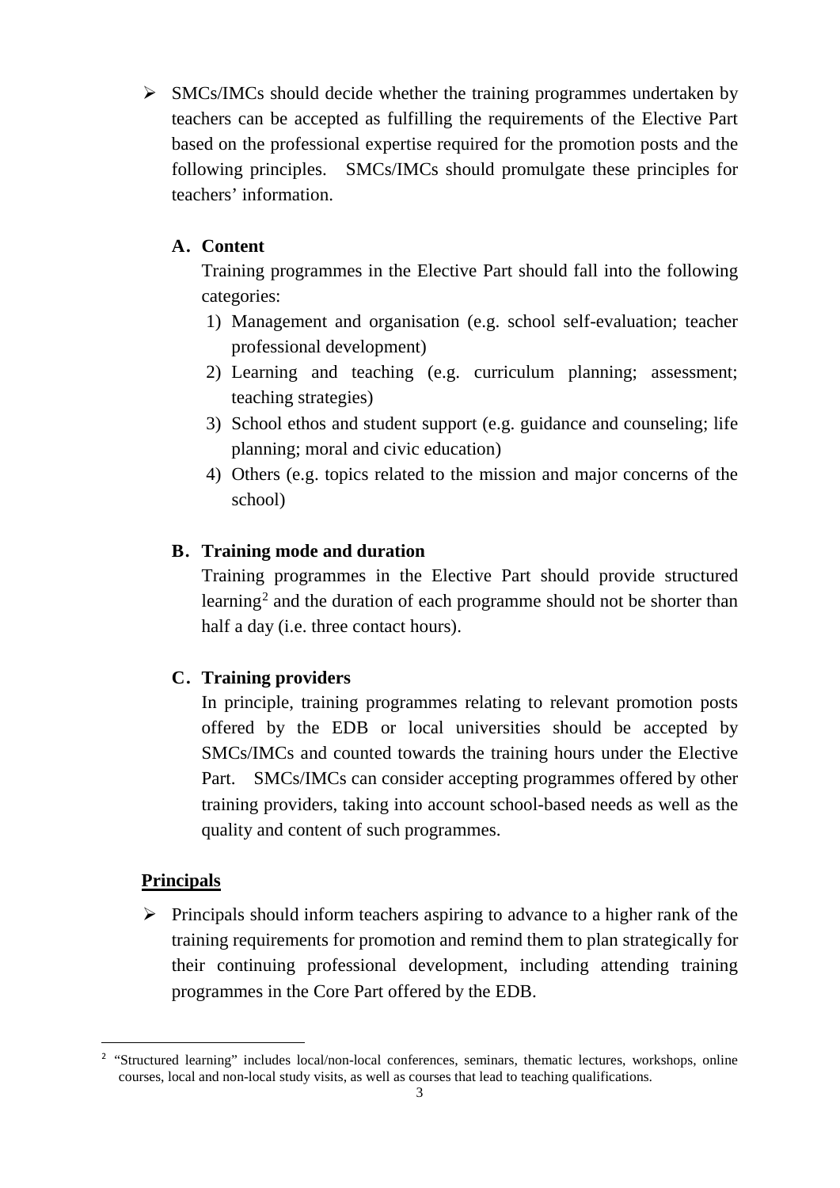- SMCs/IMCs should decide whether the training programmes undertaken by teachers can be accepted as fulfilling the requirements of the Elective Part based on the professional expertise required for the promotion posts and the following principles. SMCs/IMCs should promulgate these principles for teachers' information.

  **A. Content**

  Training programmes in the Elective Part should fall into the following categories:

  1) Management and organisation (e.g. school self-evaluation; teacher professional development)
  2) Learning and teaching (e.g. curriculum planning; assessment; teaching strategies)
  3) School ethos and student support (e.g. guidance and counseling; life planning; moral and civic education)
  4) Others (e.g. topics related to the mission and major concerns of the school)

  **B. Training mode and duration**

  Training programmes in the Elective Part should provide structured learning[2] and the duration of each programme should not be shorter than half a day (i.e. three contact hours).

  **C. Training providers**

  In principle, training programmes relating to relevant promotion posts offered by the EDB or local universities should be accepted by SMCs/IMCs and counted towards the training hours under the Elective Part. SMCs/IMCs can consider accepting programmes offered by other training providers, taking into account school-based needs as well as the quality and content of such programmes.

**Principals**

- Principals should inform teachers aspiring to advance to a higher rank of the training requirements for promotion and remind them to plan strategically for their continuing professional development, including attending training programmes in the Core Part offered by the EDB.

---

[2] "Structured learning" includes local/non-local conferences, seminars, thematic lectures, workshops, online courses, local and non-local study visits, as well as courses that lead to teaching qualifications.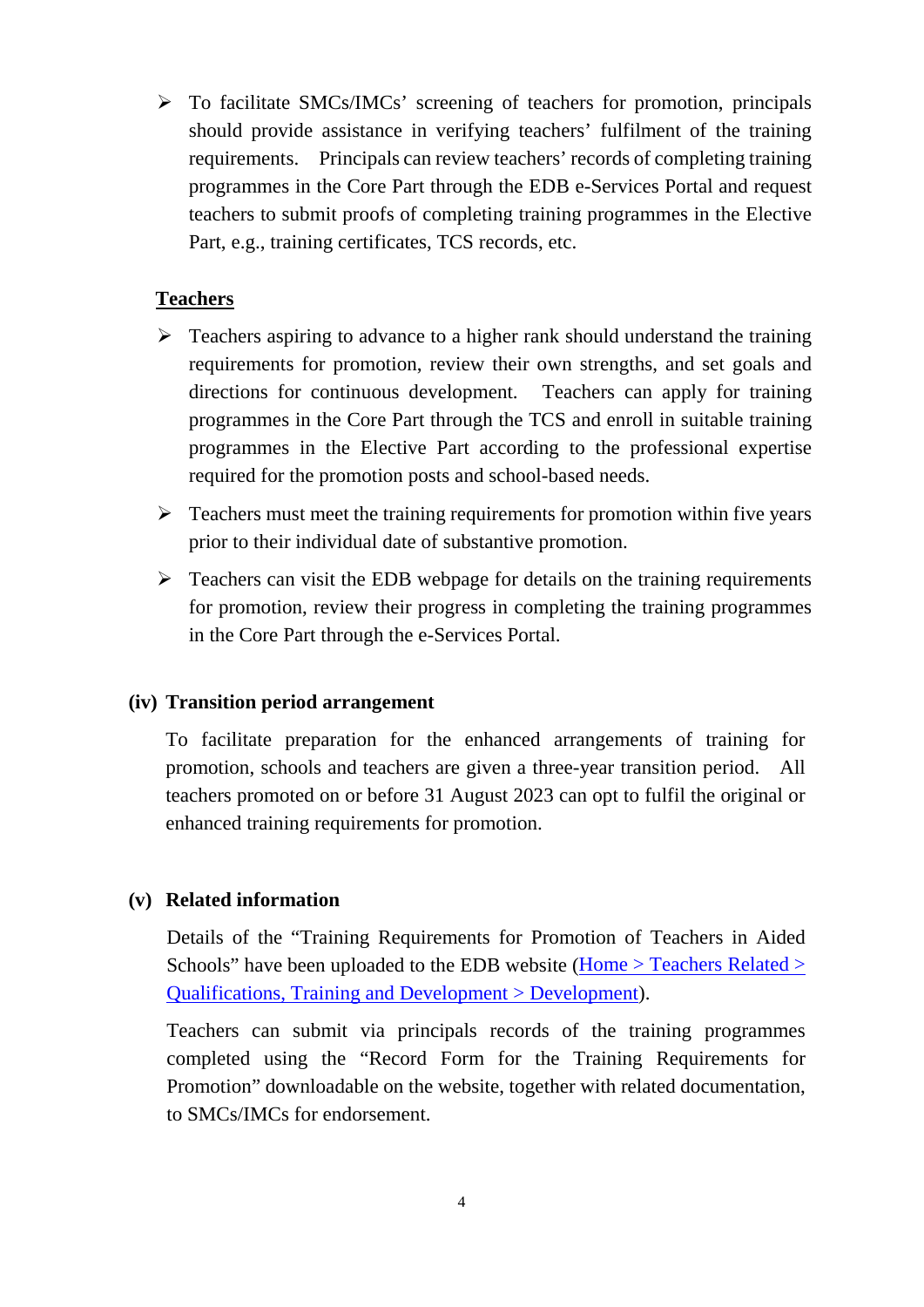- To facilitate SMCs/IMCs' screening of teachers for promotion, principals should provide assistance in verifying teachers' fulfilment of the training requirements. Principals can review teachers' records of completing training programmes in the Core Part through the EDB e-Services Portal and request teachers to submit proofs of completing training programmes in the Elective Part, e.g., training certificates, TCS records, etc.

**Teachers**

- Teachers aspiring to advance to a higher rank should understand the training requirements for promotion, review their own strengths, and set goals and directions for continuous development. Teachers can apply for training programmes in the Core Part through the TCS and enroll in suitable training programmes in the Elective Part according to the professional expertise required for the promotion posts and school-based needs.
- Teachers must meet the training requirements for promotion within five years prior to their individual date of substantive promotion.
- Teachers can visit the EDB webpage for details on the training requirements for promotion, review their progress in completing the training programmes in the Core Part through the e-Services Portal.

### (iv) Transition period arrangement

To facilitate preparation for the enhanced arrangements of training for promotion, schools and teachers are given a three-year transition period. All teachers promoted on or before 31 August 2023 can opt to fulfil the original or enhanced training requirements for promotion.

### (v) Related information

Details of the "Training Requirements for Promotion of Teachers in Aided Schools" have been uploaded to the EDB website (Home > Teachers Related > Qualifications, Training and Development > Development).

Teachers can submit via principals records of the training programmes completed using the "Record Form for the Training Requirements for Promotion" downloadable on the website, together with related documentation, to SMCs/IMCs for endorsement.